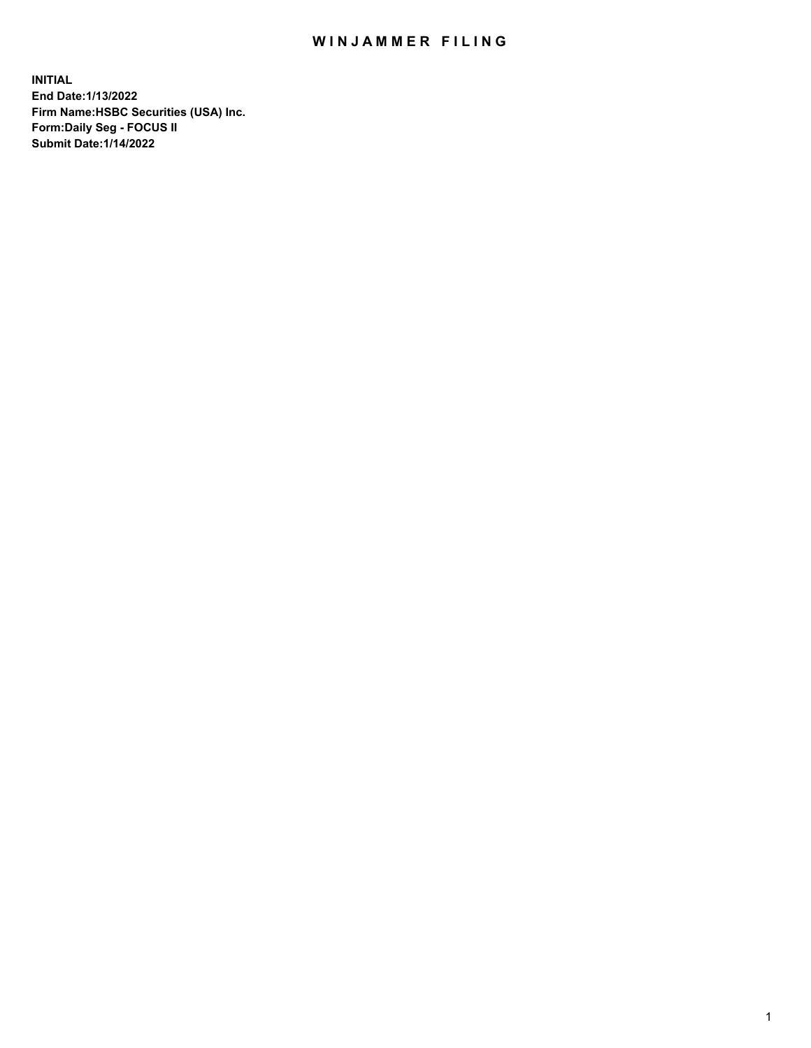# WINJAMMER FILING

**INITIAL**
**End Date:1/13/2022**
**Firm Name:HSBC Securities (USA) Inc.**
**Form:Daily Seg - FOCUS II**
**Submit Date:1/14/2022**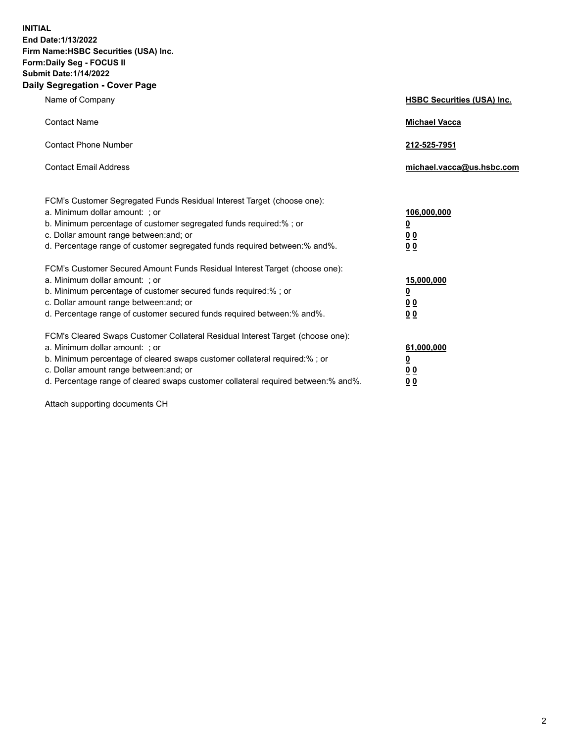**INITIAL**
**End Date:1/13/2022**
**Firm Name:HSBC Securities (USA) Inc.**
**Form:Daily Seg - FOCUS II**
**Submit Date:1/14/2022**

## Daily Segregation - Cover Page

| | |
|---|---|
| Name of Company | **HSBC Securities (USA) Inc.** |
| Contact Name | **Michael Vacca** |
| Contact Phone Number | **212-525-7951** |
| Contact Email Address | **michael.vacca@us.hsbc.com** |

| | |
|---|---|
| FCM's Customer Segregated Funds Residual Interest Target (choose one): | |
| a. Minimum dollar amount: ; or | **106,000,000** |
| b. Minimum percentage of customer segregated funds required:% ; or | **0** |
| c. Dollar amount range between:and; or | **0 0** |
| d. Percentage range of customer segregated funds required between:% and%. | **0 0** |
| FCM's Customer Secured Amount Funds Residual Interest Target (choose one): | |
| a. Minimum dollar amount: ; or | **15,000,000** |
| b. Minimum percentage of customer secured funds required:% ; or | **0** |
| c. Dollar amount range between:and; or | **0 0** |
| d. Percentage range of customer secured funds required between:% and%. | **0 0** |
| FCM's Cleared Swaps Customer Collateral Residual Interest Target (choose one): | |
| a. Minimum dollar amount: ; or | **61,000,000** |
| b. Minimum percentage of cleared swaps customer collateral required:% ; or | **0** |
| c. Dollar amount range between:and; or | **0 0** |
| d. Percentage range of cleared swaps customer collateral required between:% and%. | **0 0** |

Attach supporting documents CH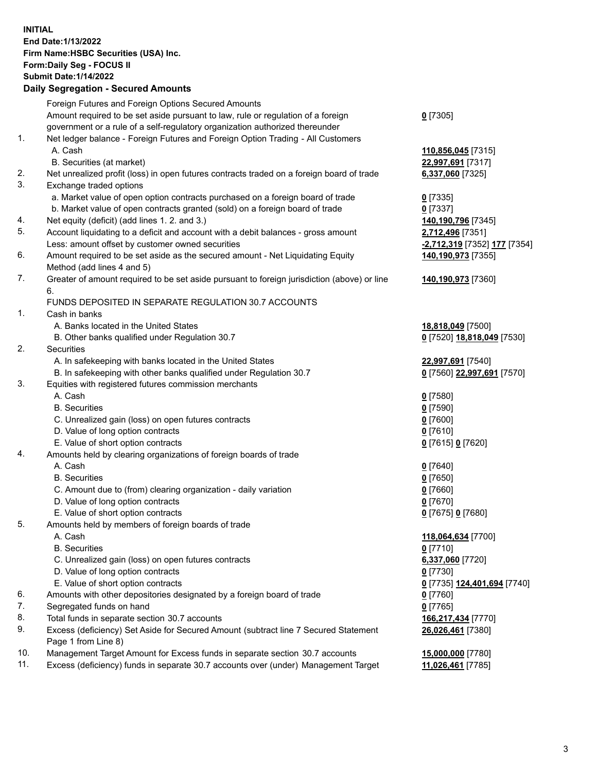**INITIAL**
**End Date:1/13/2022**
**Firm Name:HSBC Securities (USA) Inc.**
**Form:Daily Seg - FOCUS II**
**Submit Date:1/14/2022**

## Daily Segregation - Secured Amounts

| | | |
|---|---|---|
| | Foreign Futures and Foreign Options Secured Amounts | |
| | Amount required to be set aside pursuant to law, rule or regulation of a foreign government or a rule of a self-regulatory organization authorized thereunder | **0** [7305] |
| 1. | Net ledger balance - Foreign Futures and Foreign Option Trading - All Customers | |
| | A. Cash | **110,856,045** [7315] |
| | B. Securities (at market) | **22,997,691** [7317] |
| 2. | Net unrealized profit (loss) in open futures contracts traded on a foreign board of trade | **6,337,060** [7325] |
| 3. | Exchange traded options | |
| | a. Market value of open option contracts purchased on a foreign board of trade | **0** [7335] |
| | b. Market value of open contracts granted (sold) on a foreign board of trade | **0** [7337] |
| 4. | Net equity (deficit) (add lines 1. 2. and 3.) | **140,190,796** [7345] |
| 5. | Account liquidating to a deficit and account with a debit balances - gross amount | **2,712,496** [7351] |
| | Less: amount offset by customer owned securities | **-2,712,319** [7352] **177** [7354] |
| 6. | Amount required to be set aside as the secured amount - Net Liquidating Equity Method (add lines 4 and 5) | **140,190,973** [7355] |
| 7. | Greater of amount required to be set aside pursuant to foreign jurisdiction (above) or line 6. | **140,190,973** [7360] |
| | FUNDS DEPOSITED IN SEPARATE REGULATION 30.7 ACCOUNTS | |
| 1. | Cash in banks | |
| | A. Banks located in the United States | **18,818,049** [7500] |
| | B. Other banks qualified under Regulation 30.7 | **0** [7520] **18,818,049** [7530] |
| 2. | Securities | |
| | A. In safekeeping with banks located in the United States | **22,997,691** [7540] |
| | B. In safekeeping with other banks qualified under Regulation 30.7 | **0** [7560] **22,997,691** [7570] |
| 3. | Equities with registered futures commission merchants | |
| | A. Cash | **0** [7580] |
| | B. Securities | **0** [7590] |
| | C. Unrealized gain (loss) on open futures contracts | **0** [7600] |
| | D. Value of long option contracts | **0** [7610] |
| | E. Value of short option contracts | **0** [7615] **0** [7620] |
| 4. | Amounts held by clearing organizations of foreign boards of trade | |
| | A. Cash | **0** [7640] |
| | B. Securities | **0** [7650] |
| | C. Amount due to (from) clearing organization - daily variation | **0** [7660] |
| | D. Value of long option contracts | **0** [7670] |
| | E. Value of short option contracts | **0** [7675] **0** [7680] |
| 5. | Amounts held by members of foreign boards of trade | |
| | A. Cash | **118,064,634** [7700] |
| | B. Securities | **0** [7710] |
| | C. Unrealized gain (loss) on open futures contracts | **6,337,060** [7720] |
| | D. Value of long option contracts | **0** [7730] |
| | E. Value of short option contracts | **0** [7735] **124,401,694** [7740] |
| 6. | Amounts with other depositories designated by a foreign board of trade | **0** [7760] |
| 7. | Segregated funds on hand | **0** [7765] |
| 8. | Total funds in separate section 30.7 accounts | **166,217,434** [7770] |
| 9. | Excess (deficiency) Set Aside for Secured Amount (subtract line 7 Secured Statement Page 1 from Line 8) | **26,026,461** [7380] |
| 10. | Management Target Amount for Excess funds in separate section 30.7 accounts | **15,000,000** [7780] |
| 11. | Excess (deficiency) funds in separate 30.7 accounts over (under) Management Target | **11,026,461** [7785] |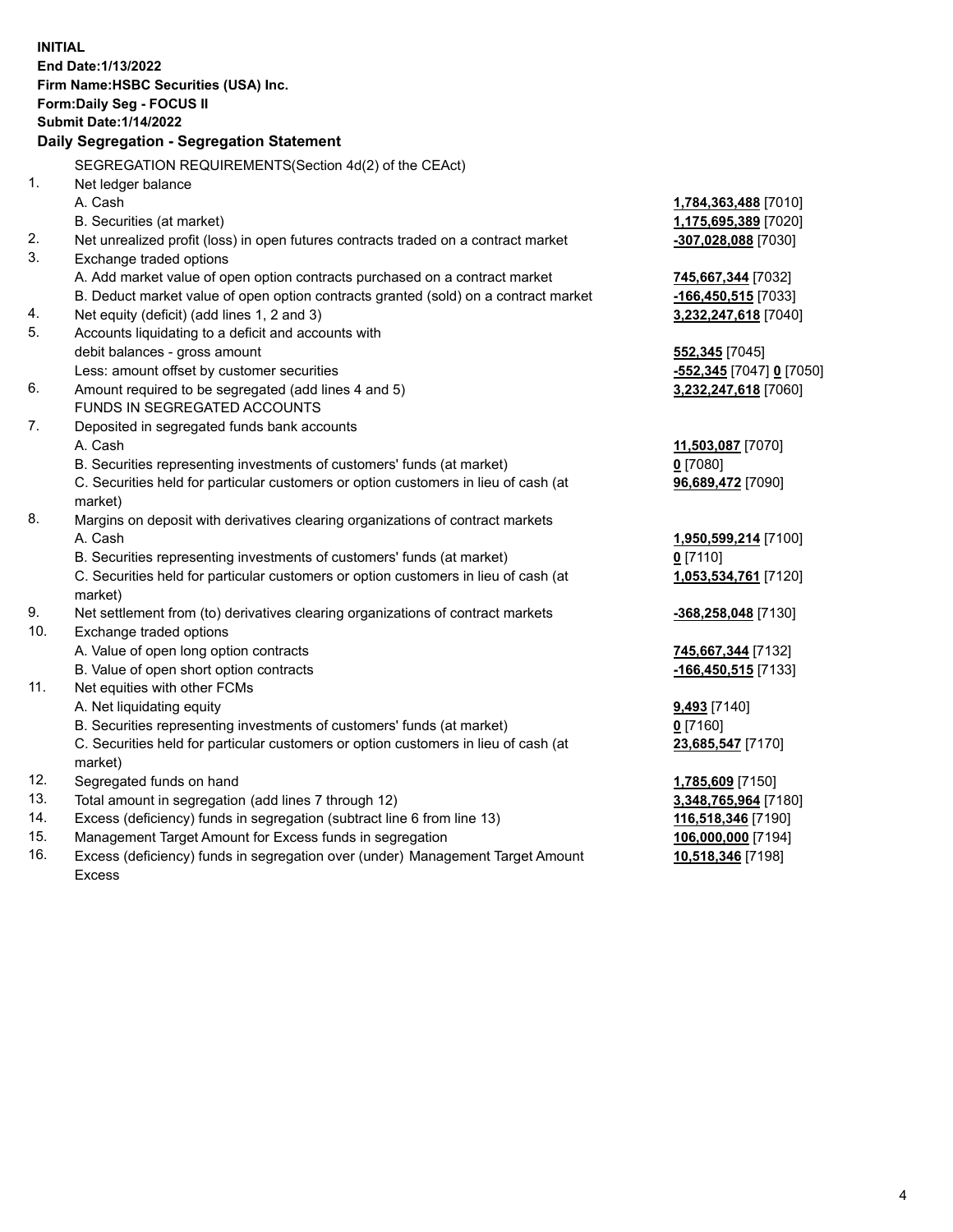**INITIAL**
**End Date:1/13/2022**
**Firm Name:HSBC Securities (USA) Inc.**
**Form:Daily Seg - FOCUS II**
**Submit Date:1/14/2022**

### Daily Segregation - Segregation Statement

| | | |
|---|---|---|
| | SEGREGATION REQUIREMENTS(Section 4d(2) of the CEAct) | |
| 1. | Net ledger balance | |
| | A. Cash | **1,784,363,488** [7010] |
| | B. Securities (at market) | **1,175,695,389** [7020] |
| 2. | Net unrealized profit (loss) in open futures contracts traded on a contract market | **-307,028,088** [7030] |
| 3. | Exchange traded options | |
| | A. Add market value of open option contracts purchased on a contract market | **745,667,344** [7032] |
| | B. Deduct market value of open option contracts granted (sold) on a contract market | **-166,450,515** [7033] |
| 4. | Net equity (deficit) (add lines 1, 2 and 3) | **3,232,247,618** [7040] |
| 5. | Accounts liquidating to a deficit and accounts with debit balances - gross amount | **552,345** [7045] |
| | Less: amount offset by customer securities | **-552,345** [7047] **0** [7050] |
| 6. | Amount required to be segregated (add lines 4 and 5) | **3,232,247,618** [7060] |
| | FUNDS IN SEGREGATED ACCOUNTS | |
| 7. | Deposited in segregated funds bank accounts | |
| | A. Cash | **11,503,087** [7070] |
| | B. Securities representing investments of customers' funds (at market) | **0** [7080] |
| | C. Securities held for particular customers or option customers in lieu of cash (at market) | **96,689,472** [7090] |
| 8. | Margins on deposit with derivatives clearing organizations of contract markets | |
| | A. Cash | **1,950,599,214** [7100] |
| | B. Securities representing investments of customers' funds (at market) | **0** [7110] |
| | C. Securities held for particular customers or option customers in lieu of cash (at market) | **1,053,534,761** [7120] |
| 9. | Net settlement from (to) derivatives clearing organizations of contract markets | **-368,258,048** [7130] |
| 10. | Exchange traded options | |
| | A. Value of open long option contracts | **745,667,344** [7132] |
| | B. Value of open short option contracts | **-166,450,515** [7133] |
| 11. | Net equities with other FCMs | |
| | A. Net liquidating equity | **9,493** [7140] |
| | B. Securities representing investments of customers' funds (at market) | **0** [7160] |
| | C. Securities held for particular customers or option customers in lieu of cash (at market) | **23,685,547** [7170] |
| 12. | Segregated funds on hand | **1,785,609** [7150] |
| 13. | Total amount in segregation (add lines 7 through 12) | **3,348,765,964** [7180] |
| 14. | Excess (deficiency) funds in segregation (subtract line 6 from line 13) | **116,518,346** [7190] |
| 15. | Management Target Amount for Excess funds in segregation | **106,000,000** [7194] |
| 16. | Excess (deficiency) funds in segregation over (under) Management Target Amount Excess | **10,518,346** [7198] |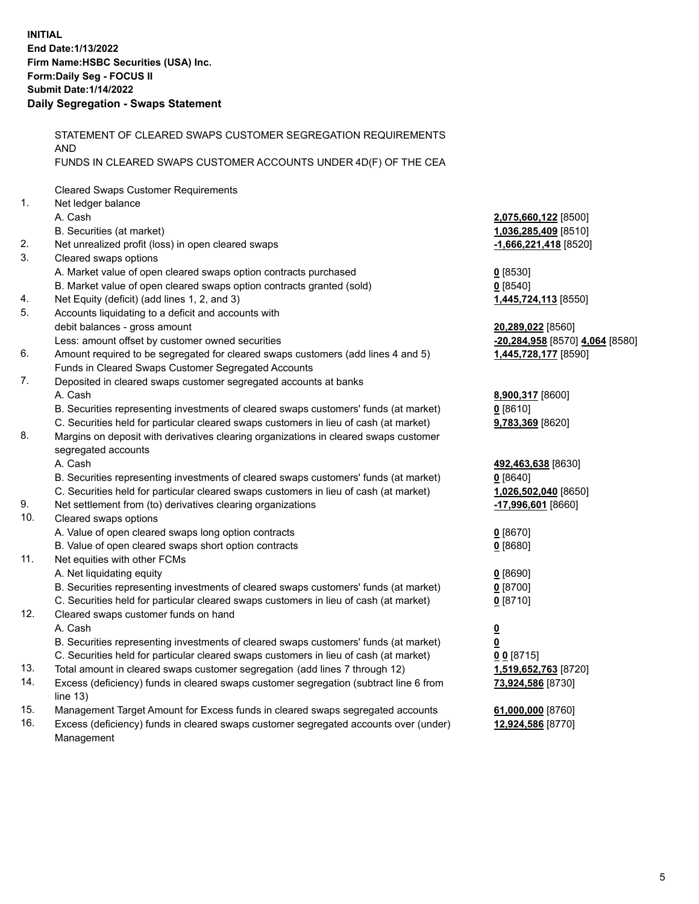**INITIAL**
**End Date:1/13/2022**
**Firm Name:HSBC Securities (USA) Inc.**
**Form:Daily Seg - FOCUS II**
**Submit Date:1/14/2022**
**Daily Segregation - Swaps Statement**

STATEMENT OF CLEARED SWAPS CUSTOMER SEGREGATION REQUIREMENTS AND FUNDS IN CLEARED SWAPS CUSTOMER ACCOUNTS UNDER 4D(F) OF THE CEA

| | | |
|---|---|---|
| | Cleared Swaps Customer Requirements | |
| 1. | Net ledger balance | |
| | A. Cash | **2,075,660,122** [8500] |
| | B. Securities (at market) | **1,036,285,409** [8510] |
| 2. | Net unrealized profit (loss) in open cleared swaps | **-1,666,221,418** [8520] |
| 3. | Cleared swaps options | |
| | A. Market value of open cleared swaps option contracts purchased | **0** [8530] |
| | B. Market value of open cleared swaps option contracts granted (sold) | **0** [8540] |
| 4. | Net Equity (deficit) (add lines 1, 2, and 3) | **1,445,724,113** [8550] |
| 5. | Accounts liquidating to a deficit and accounts with debit balances - gross amount | **20,289,022** [8560] |
| | Less: amount offset by customer owned securities | **-20,284,958** [8570] **4,064** [8580] |
| 6. | Amount required to be segregated for cleared swaps customers (add lines 4 and 5) | **1,445,728,177** [8590] |
| | Funds in Cleared Swaps Customer Segregated Accounts | |
| 7. | Deposited in cleared swaps customer segregated accounts at banks | |
| | A. Cash | **8,900,317** [8600] |
| | B. Securities representing investments of cleared swaps customers' funds (at market) | **0** [8610] |
| | C. Securities held for particular cleared swaps customers in lieu of cash (at market) | **9,783,369** [8620] |
| 8. | Margins on deposit with derivatives clearing organizations in cleared swaps customer segregated accounts | |
| | A. Cash | **492,463,638** [8630] |
| | B. Securities representing investments of cleared swaps customers' funds (at market) | **0** [8640] |
| | C. Securities held for particular cleared swaps customers in lieu of cash (at market) | **1,026,502,040** [8650] |
| 9. | Net settlement from (to) derivatives clearing organizations | **-17,996,601** [8660] |
| 10. | Cleared swaps options | |
| | A. Value of open cleared swaps long option contracts | **0** [8670] |
| | B. Value of open cleared swaps short option contracts | **0** [8680] |
| 11. | Net equities with other FCMs | |
| | A. Net liquidating equity | **0** [8690] |
| | B. Securities representing investments of cleared swaps customers' funds (at market) | **0** [8700] |
| | C. Securities held for particular cleared swaps customers in lieu of cash (at market) | **0** [8710] |
| 12. | Cleared swaps customer funds on hand | |
| | A. Cash | **0** |
| | B. Securities representing investments of cleared swaps customers' funds (at market) | **0** |
| | C. Securities held for particular cleared swaps customers in lieu of cash (at market) | **0** **0** [8715] |
| 13. | Total amount in cleared swaps customer segregation (add lines 7 through 12) | **1,519,652,763** [8720] |
| 14. | Excess (deficiency) funds in cleared swaps customer segregation (subtract line 6 from line 13) | **73,924,586** [8730] |
| 15. | Management Target Amount for Excess funds in cleared swaps segregated accounts | **61,000,000** [8760] |
| 16. | Excess (deficiency) funds in cleared swaps customer segregated accounts over (under) Management | **12,924,586** [8770] |